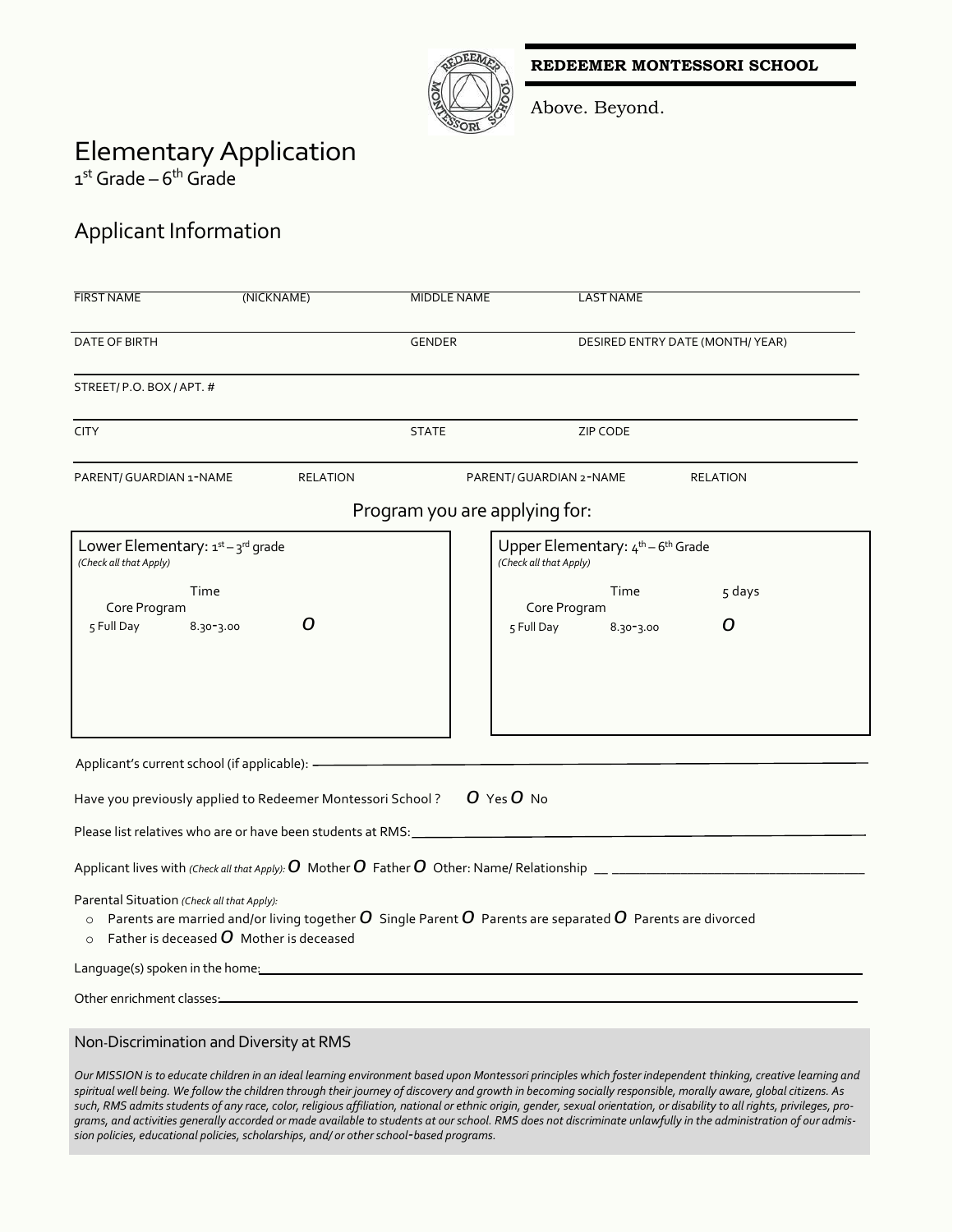**REDEEMER MONTESSORI SCHOOL**

Above. Beyond.

# Elementary Application

1st Grade – 6th Grade

## Applicant Information

FIRST NAME (NICKNAME) MIDDLE NAME LAST NAME

DATE OF BIRTH GENDER DESIRED ENTRY DATE (MONTH/ YEAR)

STREET/ P.O. BOX / APT. #

CITY STATE ZIP CODE

PARENT/ GUARDIAN 1-NAME RELATION PARENT/ GUARDIAN 2-NAME RELATION

### Program you are applying for:

**Lower Elementary: 1st – 3rd grade**
*(Check all that Apply)*

| | Time | |
|---|---|---|
| Core Program | | |
| 5 Full Day | 8.30-3.00 | O |

**Upper Elementary: 4th – 6th Grade**
*(Check all that Apply)*

| | Time | 5 days |
|---|---|---|
| Core Program | | |
| 5 Full Day | 8.30-3.00 | O |

Applicant's current school (if applicable): ______

Have you previously applied to Redeemer Montessori School ? O Yes O No

Please list relatives who are or have been students at RMS: ______

Applicant lives with *(Check all that Apply):* O Mother O Father O Other: Name/ Relationship ______

Parental Situation *(Check all that Apply):*

- Parents are married and/or living together O Single Parent O Parents are separated O Parents are divorced
- Father is deceased O Mother is deceased

Language(s) spoken in the home: ______

Other enrichment classes: ______

### Non-Discrimination and Diversity at RMS

*Our MISSION is to educate children in an ideal learning environment based upon Montessori principles which foster independent thinking, creative learning and spiritual well being. We follow the children through their journey of discovery and growth in becoming socially responsible, morally aware, global citizens. As such, RMS admits students of any race, color, religious affiliation, national or ethnic origin, gender, sexual orientation, or disability to all rights, privileges, programs, and activities generally accorded or made available to students at our school. RMS does not discriminate unlawfully in the administration of our admission policies, educational policies, scholarships, and/ or other school-based programs.*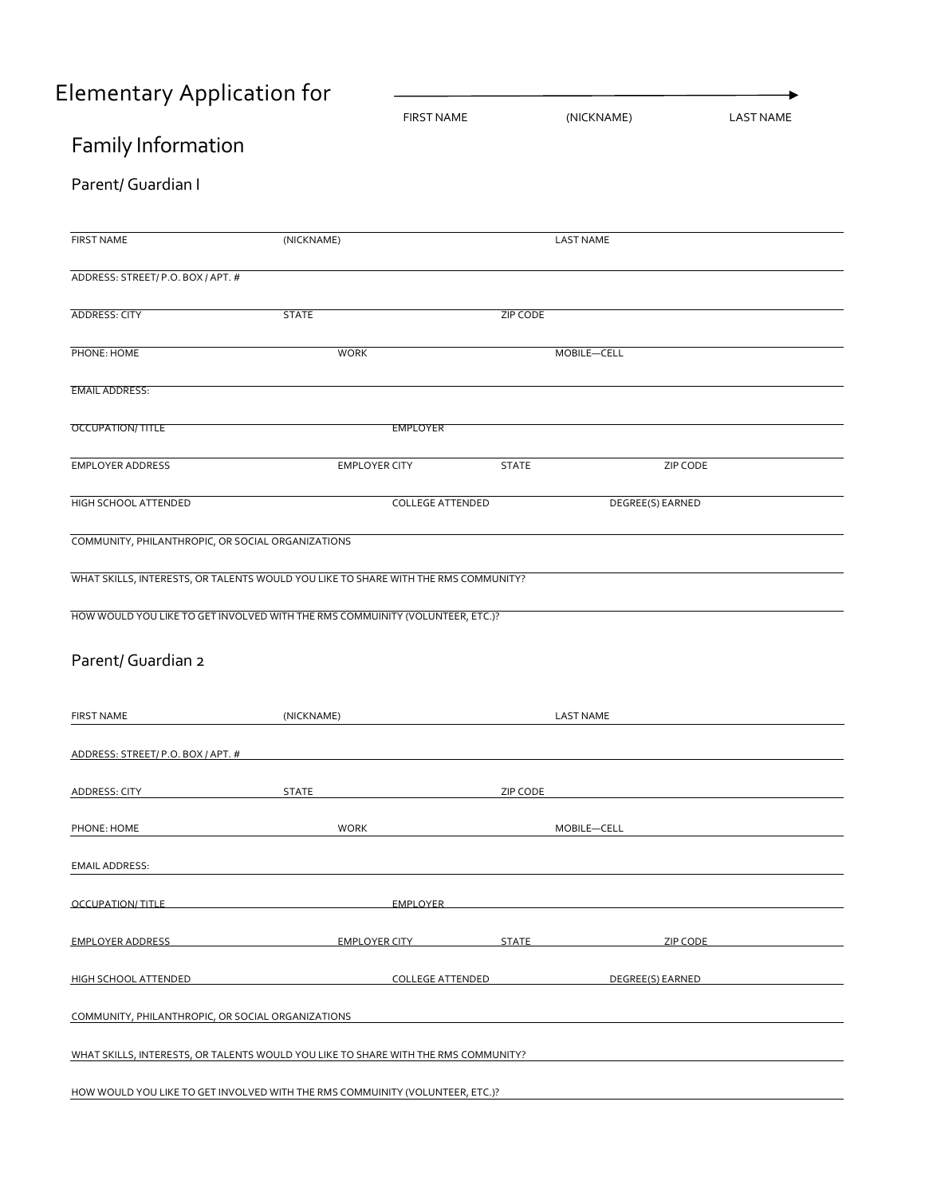# Elementary Application for

FIRST NAME (NICKNAME) LAST NAME

## Family Information

### Parent/ Guardian I

FIRST NAME (NICKNAME) LAST NAME

ADDRESS: STREET/ P.O. BOX / APT. #

ADDRESS: CITY STATE ZIP CODE

PHONE: HOME WORK MOBILE—CELL

EMAIL ADDRESS:

OCCUPATION/ TITLE EMPLOYER

EMPLOYER ADDRESS EMPLOYER CITY STATE ZIP CODE

HIGH SCHOOL ATTENDED COLLEGE ATTENDED DEGREE(S) EARNED

COMMUNITY, PHILANTHROPIC, OR SOCIAL ORGANIZATIONS

WHAT SKILLS, INTERESTS, OR TALENTS WOULD YOU LIKE TO SHARE WITH THE RMS COMMUNITY?

HOW WOULD YOU LIKE TO GET INVOLVED WITH THE RMS COMMUINITY (VOLUNTEER, ETC.)?

### Parent/ Guardian 2

FIRST NAME (NICKNAME) LAST NAME

ADDRESS: STREET/ P.O. BOX / APT. #

ADDRESS: CITY STATE ZIP CODE

PHONE: HOME WORK MOBILE—CELL

EMAIL ADDRESS:

OCCUPATION/ TITLE EMPLOYER

EMPLOYER ADDRESS EMPLOYER CITY STATE ZIP CODE

HIGH SCHOOL ATTENDED COLLEGE ATTENDED DEGREE(S) EARNED

COMMUNITY, PHILANTHROPIC, OR SOCIAL ORGANIZATIONS

WHAT SKILLS, INTERESTS, OR TALENTS WOULD YOU LIKE TO SHARE WITH THE RMS COMMUNITY?

HOW WOULD YOU LIKE TO GET INVOLVED WITH THE RMS COMMUINITY (VOLUNTEER, ETC.)?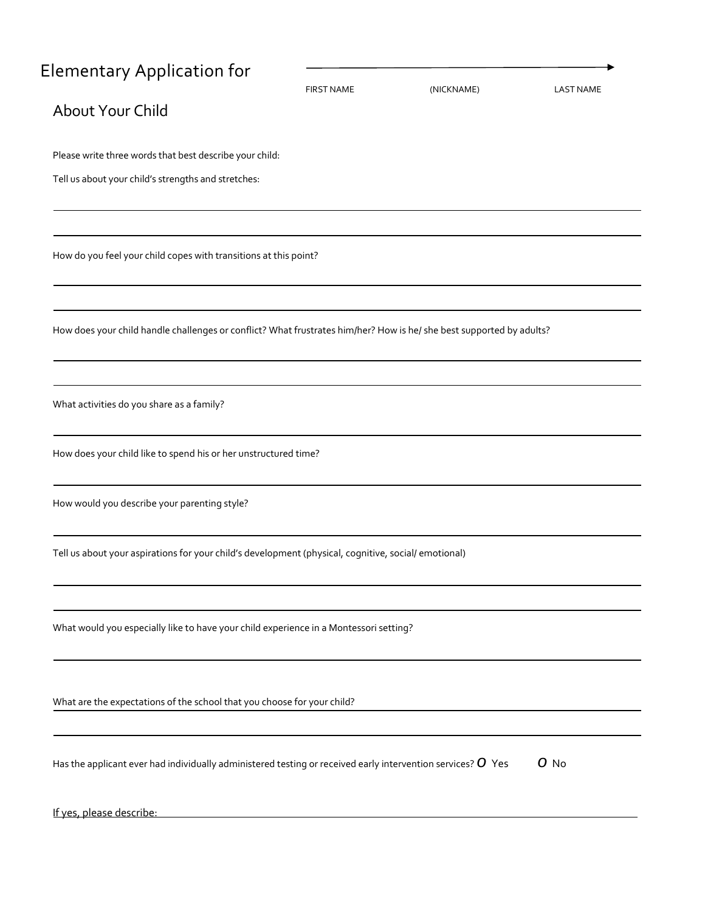# Elementary Application for

FIRST NAME (NICKNAME) LAST NAME

## About Your Child

Please write three words that best describe your child:

Tell us about your child's strengths and stretches:

How do you feel your child copes with transitions at this point?

How does your child handle challenges or conflict? What frustrates him/her? How is he/ she best supported by adults?

What activities do you share as a family?

How does your child like to spend his or her unstructured time?

How would you describe your parenting style?

Tell us about your aspirations for your child's development (physical, cognitive, social/ emotional)

What would you especially like to have your child experience in a Montessori setting?

What are the expectations of the school that you choose for your child?

Has the applicant ever had individually administered testing or received early intervention services? *O* Yes *O* No

If yes, please describe: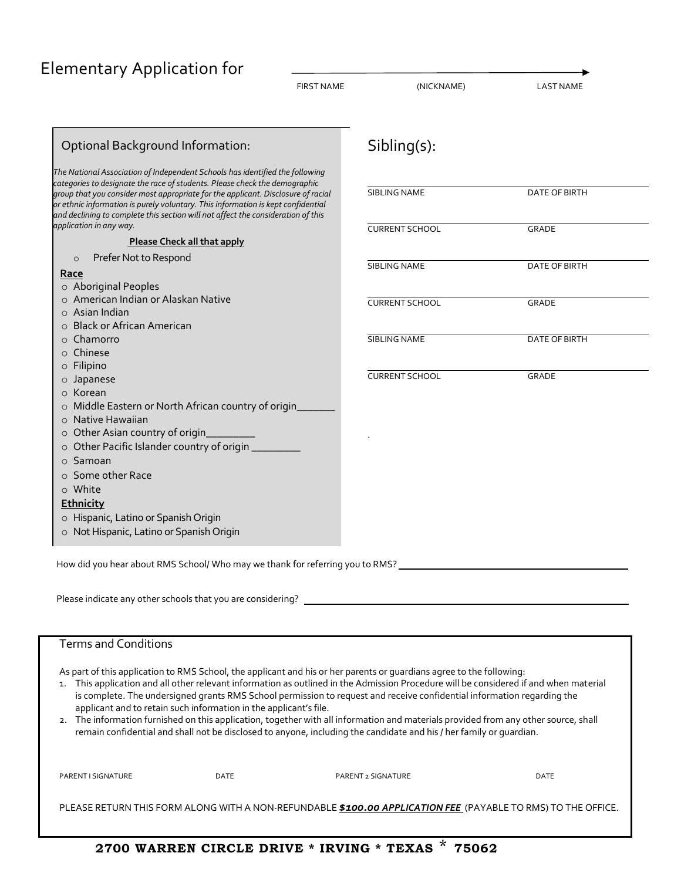# Elementary Application for

FIRST NAME (NICKNAME) LAST NAME

## Optional Background Information:

*The National Association of Independent Schools has identified the following categories to designate the race of students. Please check the demographic group that you consider most appropriate for the applicant. Disclosure of racial or ethnic information is purely voluntary. This information is kept confidential and declining to complete this section will not affect the consideration of this application in any way.*

**Please Check all that apply**

- ○ Prefer Not to Respond

**Race**

- ○ Aboriginal Peoples
- ○ American Indian or Alaskan Native
- ○ Asian Indian
- ○ Black or African American
- ○ Chamorro
- ○ Chinese
- ○ Filipino
- ○ Japanese
- ○ Korean
- ○ Middle Eastern or North African country of origin_______
- ○ Native Hawaiian
- ○ Other Asian country of origin_________
- ○ Other Pacific Islander country of origin _________
- ○ Samoan
- ○ Some other Race
- ○ White

**Ethnicity**

- ○ Hispanic, Latino or Spanish Origin
- ○ Not Hispanic, Latino or Spanish Origin

## Sibling(s):

SIBLING NAME DATE OF BIRTH

CURRENT SCHOOL GRADE

SIBLING NAME DATE OF BIRTH

CURRENT SCHOOL GRADE

SIBLING NAME DATE OF BIRTH

CURRENT SCHOOL GRADE

How did you hear about RMS School/ Who may we thank for referring you to RMS? ____________________

Please indicate any other schools that you are considering? ____________________

## Terms and Conditions

As part of this application to RMS School, the applicant and his or her parents or guardians agree to the following:

1. This application and all other relevant information as outlined in the Admission Procedure will be considered if and when material is complete. The undersigned grants RMS School permission to request and receive confidential information regarding the applicant and to retain such information in the applicant's file.
2. The information furnished on this application, together with all information and materials provided from any other source, shall remain confidential and shall not be disclosed to anyone, including the candidate and his / her family or guardian.

PARENT I SIGNATURE DATE PARENT 2 SIGNATURE DATE

PLEASE RETURN THIS FORM ALONG WITH A NON-REFUNDABLE ***$100.00 APPLICATION FEE*** (PAYABLE TO RMS) TO THE OFFICE.

**2700 WARREN CIRCLE DRIVE * IRVING * TEXAS * 75062**